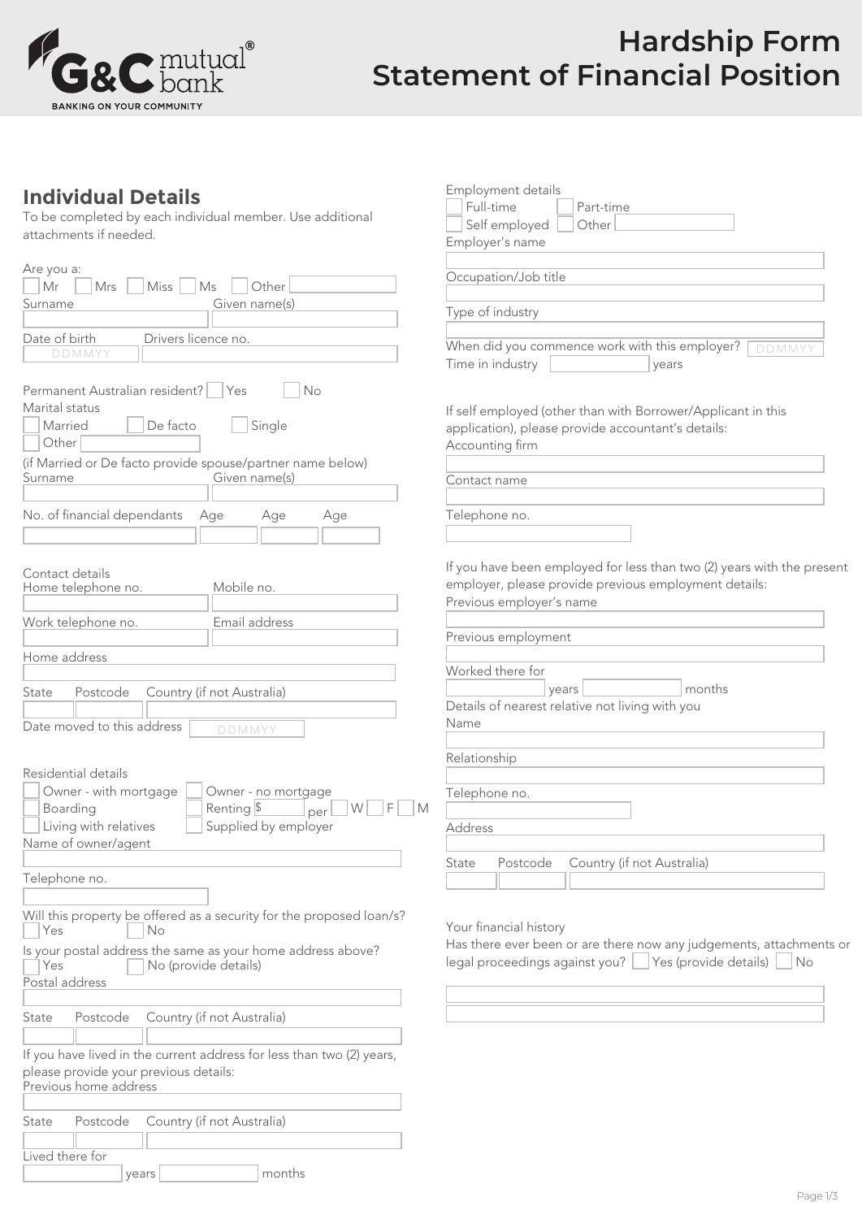G&C mutual bank
BANKING ON YOUR COMMUNITY

# Hardship Form
# Statement of Financial Position

## Individual Details

To be completed by each individual member. Use additional attachments if needed.

Are you a:
☐ Mr ☐ Mrs ☐ Miss ☐ Ms ☐ Other ____

Surname ____ Given name(s) ____

Date of birth DDMMYY Drivers licence no. ____

Permanent Australian resident? ☐ Yes ☐ No

Marital status
☐ Married ☐ De facto ☐ Single
☐ Other ____

(if Married or De facto provide spouse/partner name below)
Surname ____ Given name(s) ____

No. of financial dependants ____ Age ____ Age ____ Age ____

Contact details
Home telephone no. ____ Mobile no. ____

Work telephone no. ____ Email address ____

Home address ____

State ____ Postcode ____ Country (if not Australia) ____

Date moved to this address DDMMYY

Residential details
☐ Owner - with mortgage ☐ Owner - no mortgage
☐ Boarding ☐ Renting $ ____ per ☐ W ☐ F ☐ M
☐ Living with relatives ☐ Supplied by employer

Name of owner/agent ____

Telephone no. ____

Will this property be offered as a security for the proposed loan/s?
☐ Yes ☐ No

Is your postal address the same as your home address above?
☐ Yes ☐ No (provide details)

Postal address ____

State ____ Postcode ____ Country (if not Australia) ____

If you have lived in the current address for less than two (2) years, please provide your previous details:
Previous home address ____

State ____ Postcode ____ Country (if not Australia) ____

Lived there for ____ years ____ months

Employment details
☐ Full-time ☐ Part-time
☐ Self employed ☐ Other ____

Employer's name ____

Occupation/Job title ____

Type of industry ____

When did you commence work with this employer? DDMMYY

Time in industry ____ years

If self employed (other than with Borrower/Applicant in this application), please provide accountant's details:
Accounting firm ____

Contact name ____

Telephone no. ____

If you have been employed for less than two (2) years with the present employer, please provide previous employment details:
Previous employer's name ____

Previous employment ____

Worked there for ____ years ____ months

Details of nearest relative not living with you
Name ____

Relationship ____

Telephone no. ____

Address ____

State ____ Postcode ____ Country (if not Australia) ____

Your financial history
Has there ever been or are there now any judgements, attachments or legal proceedings against you? ☐ Yes (provide details) ☐ No

____

____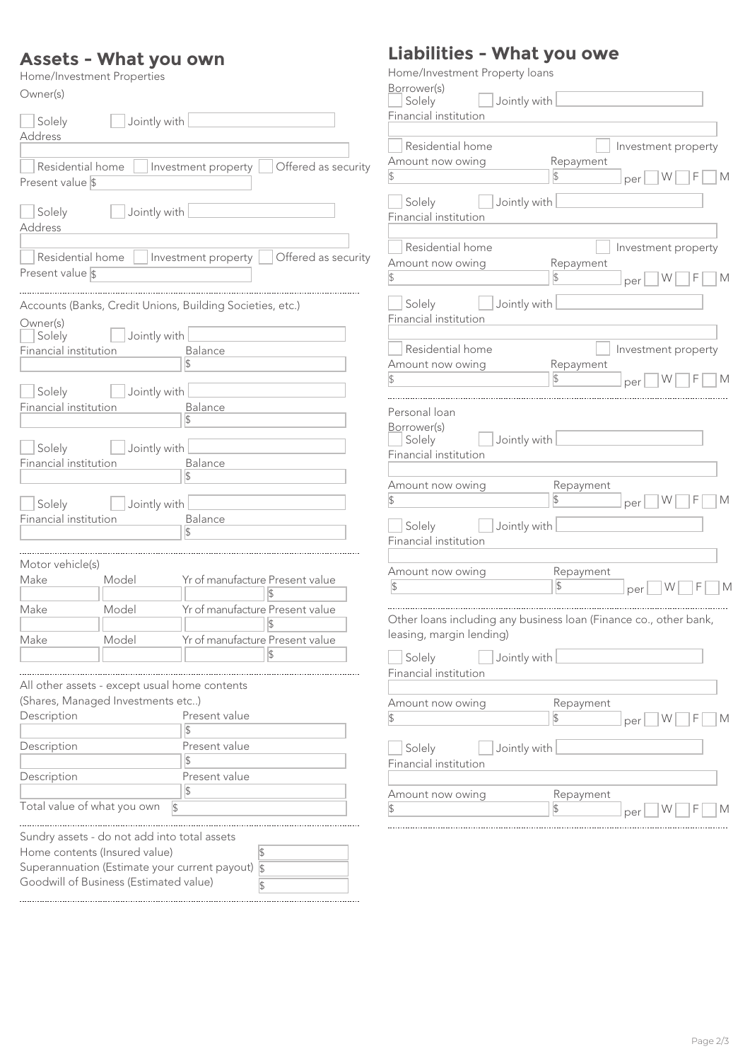## Assets - What you own

Home/Investment Properties

Owner(s)

☐ Solely ☐ Jointly with ______

Address

______

☐ Residential home ☐ Investment property ☐ Offered as security

Present value $ ______

☐ Solely ☐ Jointly with ______

Address

______

☐ Residential home ☐ Investment property ☐ Offered as security

Present value $ ______

Accounts (Banks, Credit Unions, Building Societies, etc.)

Owner(s)

☐ Solely ☐ Jointly with ______

| Financial institution | Balance |
| --- | --- |
| | $ |

☐ Solely ☐ Jointly with ______

| Financial institution | Balance |
| --- | --- |
| | $ |

☐ Solely ☐ Jointly with ______

| Financial institution | Balance |
| --- | --- |
| | $ |

☐ Solely ☐ Jointly with ______

| Financial institution | Balance |
| --- | --- |
| | $ |

Motor vehicle(s)

| Make | Model | Yr of manufacture | Present value |
| --- | --- | --- | --- |
| | | | $ |
| | | | $ |
| | | | $ |

All other assets - except usual home contents

(Shares, Managed Investments etc..)

| Description | Present value |
| --- | --- |
| | $ |
| | $ |
| | $ |

Total value of what you own $ ______

Sundry assets - do not add into total assets

Home contents (Insured value) $ ______

Superannuation (Estimate your current payout) $ ______

Goodwill of Business (Estimated value) $ ______

## Liabilities - What you owe

Home/Investment Property loans

Borrower(s)

☐ Solely ☐ Jointly with ______

Financial institution

______

☐ Residential home ☐ Investment property

Amount now owing $ ______ Repayment $ ______ per ☐ W ☐ F ☐ M

☐ Solely ☐ Jointly with ______

Financial institution

______

☐ Residential home ☐ Investment property

Amount now owing $ ______ Repayment $ ______ per ☐ W ☐ F ☐ M

☐ Solely ☐ Jointly with ______

Financial institution

______

☐ Residential home ☐ Investment property

Amount now owing $ ______ Repayment $ ______ per ☐ W ☐ F ☐ M

Personal loan

Borrower(s)

☐ Solely ☐ Jointly with ______

Financial institution

______

Amount now owing $ ______ Repayment $ ______ per ☐ W ☐ F ☐ M

☐ Solely ☐ Jointly with ______

Financial institution

______

Amount now owing $ ______ Repayment $ ______ per ☐ W ☐ F ☐ M

Other loans including any business loan (Finance co., other bank, leasing, margin lending)

☐ Solely ☐ Jointly with ______

Financial institution

______

Amount now owing $ ______ Repayment $ ______ per ☐ W ☐ F ☐ M

☐ Solely ☐ Jointly with ______

Financial institution

______

Amount now owing $ ______ Repayment $ ______ per ☐ W ☐ F ☐ M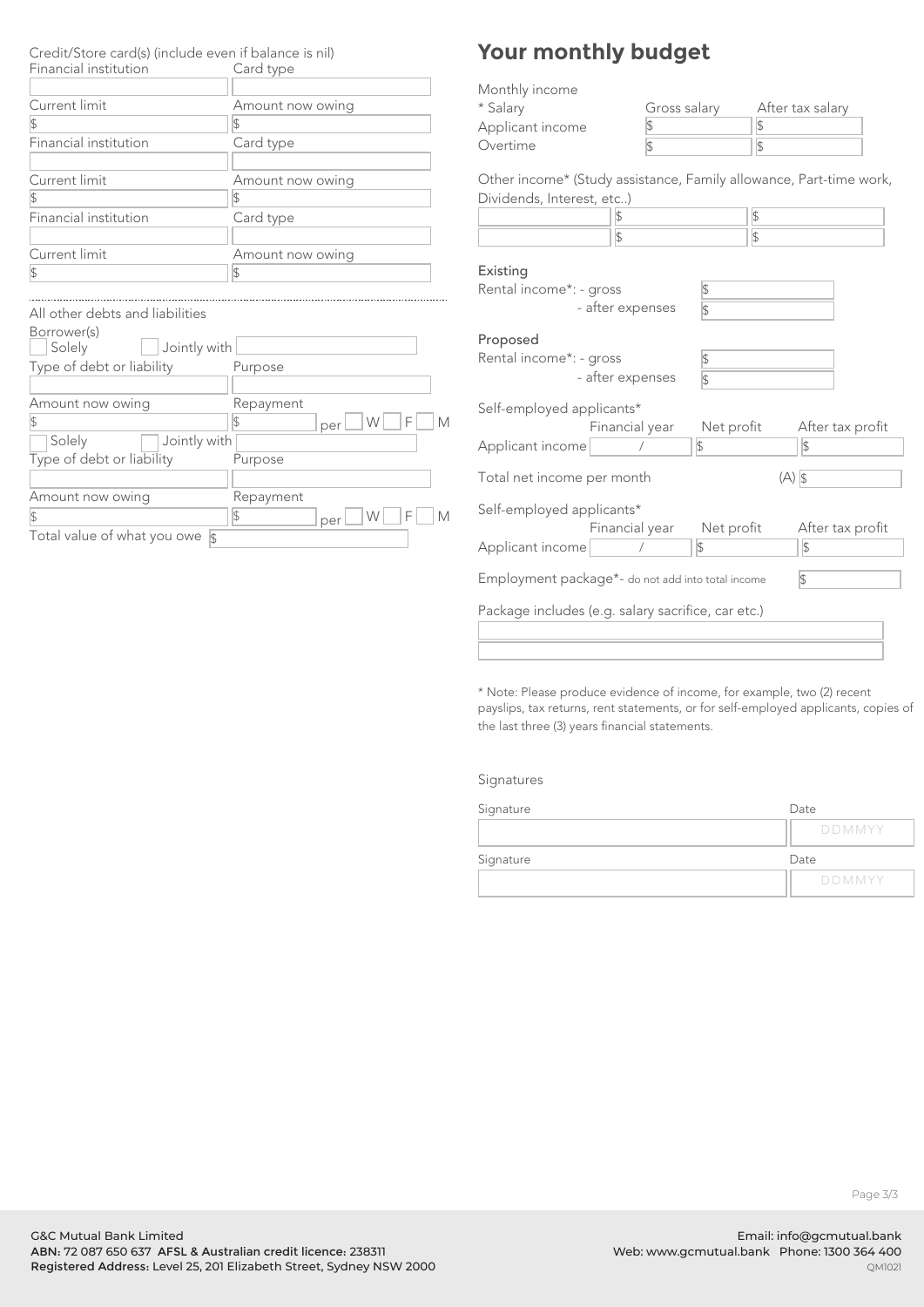Credit/Store card(s) (include even if balance is nil)

| Financial institution | Card type |
| --- | --- |
| | |
| **Current limit** | **Amount now owing** |
| $ | $ |
| **Financial institution** | **Card type** |
| | |
| **Current limit** | **Amount now owing** |
| $ | $ |
| **Financial institution** | **Card type** |
| | |
| **Current limit** | **Amount now owing** |
| $ | $ |

All other debts and liabilities

Borrower(s)
☐ Solely ☐ Jointly with

| Type of debt or liability | Purpose |
| --- | --- |
| | |
| **Amount now owing** | **Repayment** |
| $ | $ per ☐ W ☐ F ☐ M |

☐ Solely ☐ Jointly with

| Type of debt or liability | Purpose |
| --- | --- |
| | |
| **Amount now owing** | **Repayment** |
| $ | $ per ☐ W ☐ F ☐ M |

Total value of what you owe $

## Your monthly budget

Monthly income

| * Salary | Gross salary | After tax salary |
| --- | --- | --- |
| Applicant income | $ | $ |
| Overtime | $ | $ |

Other income* (Study assistance, Family allowance, Part-time work, Dividends, Interest, etc..)

| | | |
| --- | --- | --- |
| | $ | $ |
| | $ | $ |

Existing
Rental income*: - gross $
- after expenses $

Proposed
Rental income*: - gross $
- after expenses $

Self-employed applicants*

| | Financial year | Net profit | After tax profit |
| --- | --- | --- | --- |
| Applicant income | / | $ | $ |

Total net income per month (A) $

Self-employed applicants*

| | Financial year | Net profit | After tax profit |
| --- | --- | --- | --- |
| Applicant income | / | $ | $ |

Employment package*- do not add into total income $

Package includes (e.g. salary sacrifice, car etc.)

* Note: Please produce evidence of income, for example, two (2) recent payslips, tax returns, rent statements, or for self-employed applicants, copies of the last three (3) years financial statements.

Signatures

| Signature | Date |
| --- | --- |
| | DDMMYY |
| **Signature** | **Date** |
| | DDMMYY |

G&C Mutual Bank Limited
ABN: 72 087 650 637 AFSL & Australian credit licence: 238311
Registered Address: Level 25, 201 Elizabeth Street, Sydney NSW 2000

Email: info@gcmutual.bank
Web: www.gcmutual.bank Phone: 1300 364 400
QM1021